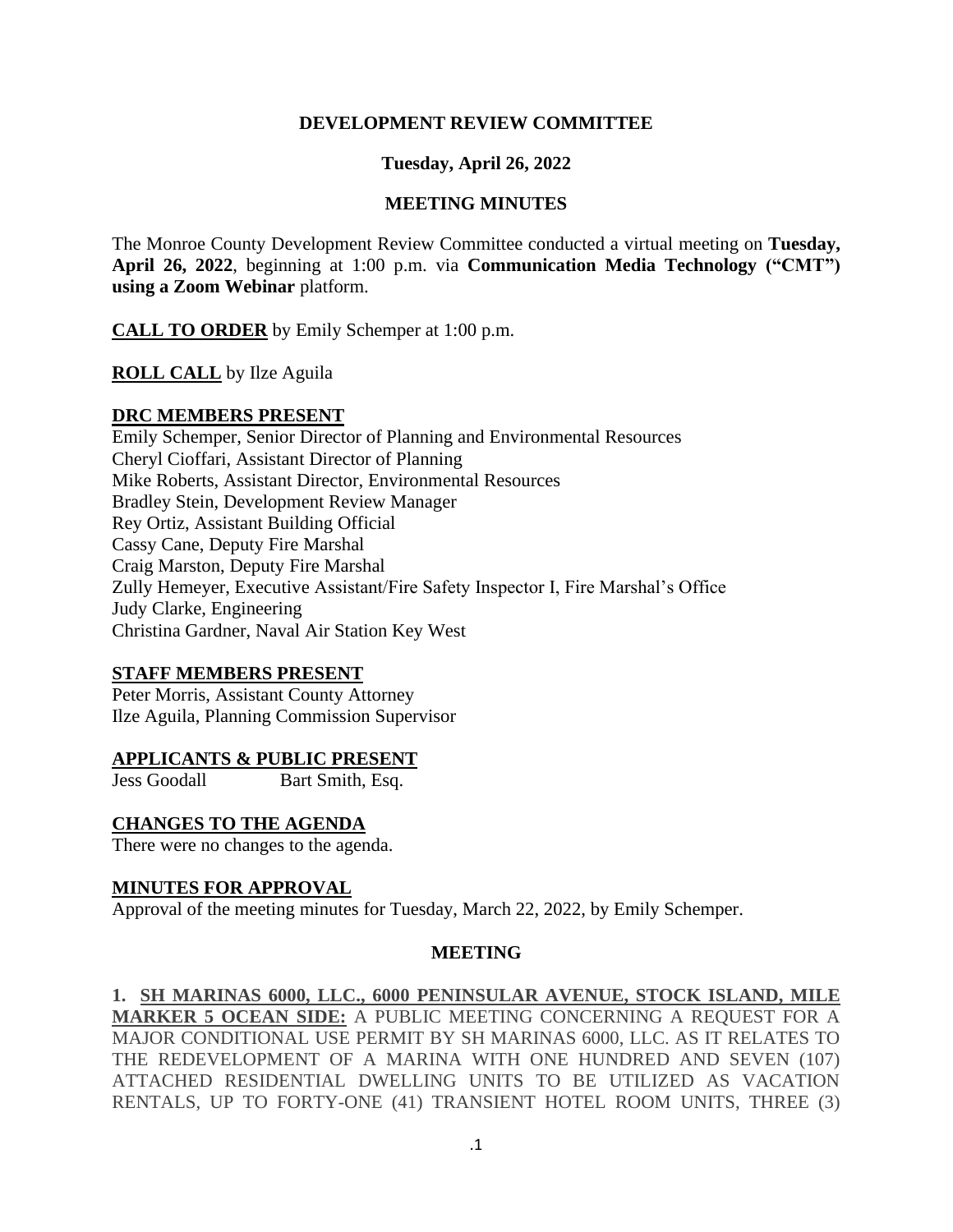# DEVELOPMENT REVIEW COMMITTEE

## Tuesday, April 26, 2022

## MEETING MINUTES

The Monroe County Development Review Committee conducted a virtual meeting on **Tuesday, April 26, 2022**, beginning at 1:00 p.m. via **Communication Media Technology ("CMT") using a Zoom Webinar** platform.

**CALL TO ORDER** by Emily Schemper at 1:00 p.m.

**ROLL CALL** by Ilze Aguila

**DRC MEMBERS PRESENT**

Emily Schemper, Senior Director of Planning and Environmental Resources
Cheryl Cioffari, Assistant Director of Planning
Mike Roberts, Assistant Director, Environmental Resources
Bradley Stein, Development Review Manager
Rey Ortiz, Assistant Building Official
Cassy Cane, Deputy Fire Marshal
Craig Marston, Deputy Fire Marshal
Zully Hemeyer, Executive Assistant/Fire Safety Inspector I, Fire Marshal's Office
Judy Clarke, Engineering
Christina Gardner, Naval Air Station Key West

**STAFF MEMBERS PRESENT**

Peter Morris, Assistant County Attorney
Ilze Aguila, Planning Commission Supervisor

**APPLICANTS & PUBLIC PRESENT**

Jess Goodall Bart Smith, Esq.

**CHANGES TO THE AGENDA**

There were no changes to the agenda.

**MINUTES FOR APPROVAL**

Approval of the meeting minutes for Tuesday, March 22, 2022, by Emily Schemper.

## MEETING

**1. SH MARINAS 6000, LLC., 6000 PENINSULAR AVENUE, STOCK ISLAND, MILE MARKER 5 OCEAN SIDE:** A PUBLIC MEETING CONCERNING A REQUEST FOR A MAJOR CONDITIONAL USE PERMIT BY SH MARINAS 6000, LLC. AS IT RELATES TO THE REDEVELOPMENT OF A MARINA WITH ONE HUNDRED AND SEVEN (107) ATTACHED RESIDENTIAL DWELLING UNITS TO BE UTILIZED AS VACATION RENTALS, UP TO FORTY-ONE (41) TRANSIENT HOTEL ROOM UNITS, THREE (3)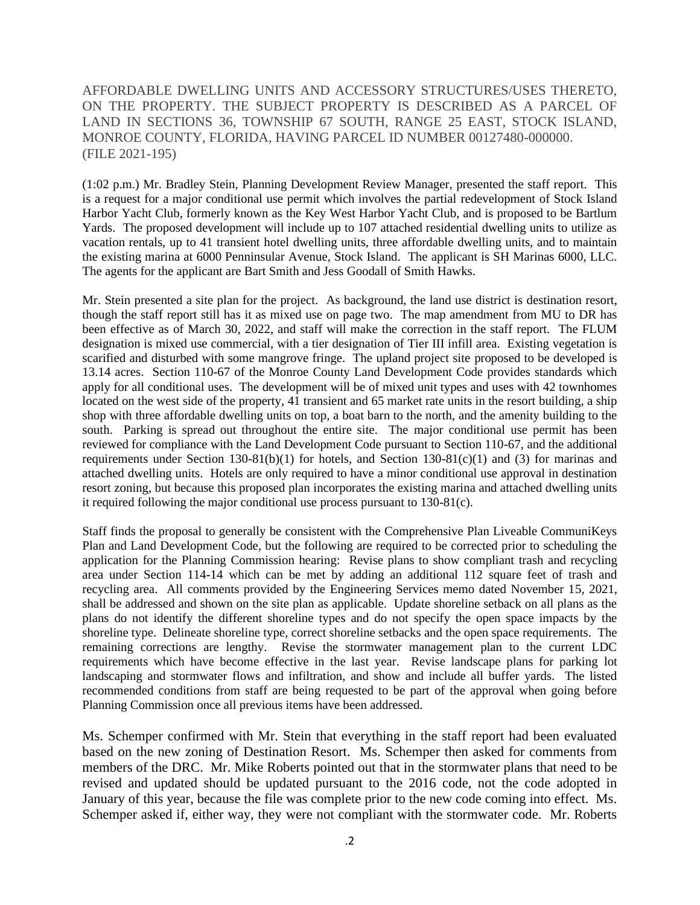AFFORDABLE DWELLING UNITS AND ACCESSORY STRUCTURES/USES THERETO, ON THE PROPERTY. THE SUBJECT PROPERTY IS DESCRIBED AS A PARCEL OF LAND IN SECTIONS 36, TOWNSHIP 67 SOUTH, RANGE 25 EAST, STOCK ISLAND, MONROE COUNTY, FLORIDA, HAVING PARCEL ID NUMBER 00127480-000000. (FILE 2021-195)

(1:02 p.m.) Mr. Bradley Stein, Planning Development Review Manager, presented the staff report. This is a request for a major conditional use permit which involves the partial redevelopment of Stock Island Harbor Yacht Club, formerly known as the Key West Harbor Yacht Club, and is proposed to be Bartlum Yards. The proposed development will include up to 107 attached residential dwelling units to utilize as vacation rentals, up to 41 transient hotel dwelling units, three affordable dwelling units, and to maintain the existing marina at 6000 Penninsular Avenue, Stock Island. The applicant is SH Marinas 6000, LLC. The agents for the applicant are Bart Smith and Jess Goodall of Smith Hawks.

Mr. Stein presented a site plan for the project. As background, the land use district is destination resort, though the staff report still has it as mixed use on page two. The map amendment from MU to DR has been effective as of March 30, 2022, and staff will make the correction in the staff report. The FLUM designation is mixed use commercial, with a tier designation of Tier III infill area. Existing vegetation is scarified and disturbed with some mangrove fringe. The upland project site proposed to be developed is 13.14 acres. Section 110-67 of the Monroe County Land Development Code provides standards which apply for all conditional uses. The development will be of mixed unit types and uses with 42 townhomes located on the west side of the property, 41 transient and 65 market rate units in the resort building, a ship shop with three affordable dwelling units on top, a boat barn to the north, and the amenity building to the south. Parking is spread out throughout the entire site. The major conditional use permit has been reviewed for compliance with the Land Development Code pursuant to Section 110-67, and the additional requirements under Section 130-81(b)(1) for hotels, and Section 130-81(c)(1) and (3) for marinas and attached dwelling units. Hotels are only required to have a minor conditional use approval in destination resort zoning, but because this proposed plan incorporates the existing marina and attached dwelling units it required following the major conditional use process pursuant to 130-81(c).

Staff finds the proposal to generally be consistent with the Comprehensive Plan Liveable CommuniKeys Plan and Land Development Code, but the following are required to be corrected prior to scheduling the application for the Planning Commission hearing: Revise plans to show compliant trash and recycling area under Section 114-14 which can be met by adding an additional 112 square feet of trash and recycling area. All comments provided by the Engineering Services memo dated November 15, 2021, shall be addressed and shown on the site plan as applicable. Update shoreline setback on all plans as the plans do not identify the different shoreline types and do not specify the open space impacts by the shoreline type. Delineate shoreline type, correct shoreline setbacks and the open space requirements. The remaining corrections are lengthy. Revise the stormwater management plan to the current LDC requirements which have become effective in the last year. Revise landscape plans for parking lot landscaping and stormwater flows and infiltration, and show and include all buffer yards. The listed recommended conditions from staff are being requested to be part of the approval when going before Planning Commission once all previous items have been addressed.

Ms. Schemper confirmed with Mr. Stein that everything in the staff report had been evaluated based on the new zoning of Destination Resort. Ms. Schemper then asked for comments from members of the DRC. Mr. Mike Roberts pointed out that in the stormwater plans that need to be revised and updated should be updated pursuant to the 2016 code, not the code adopted in January of this year, because the file was complete prior to the new code coming into effect. Ms. Schemper asked if, either way, they were not compliant with the stormwater code. Mr. Roberts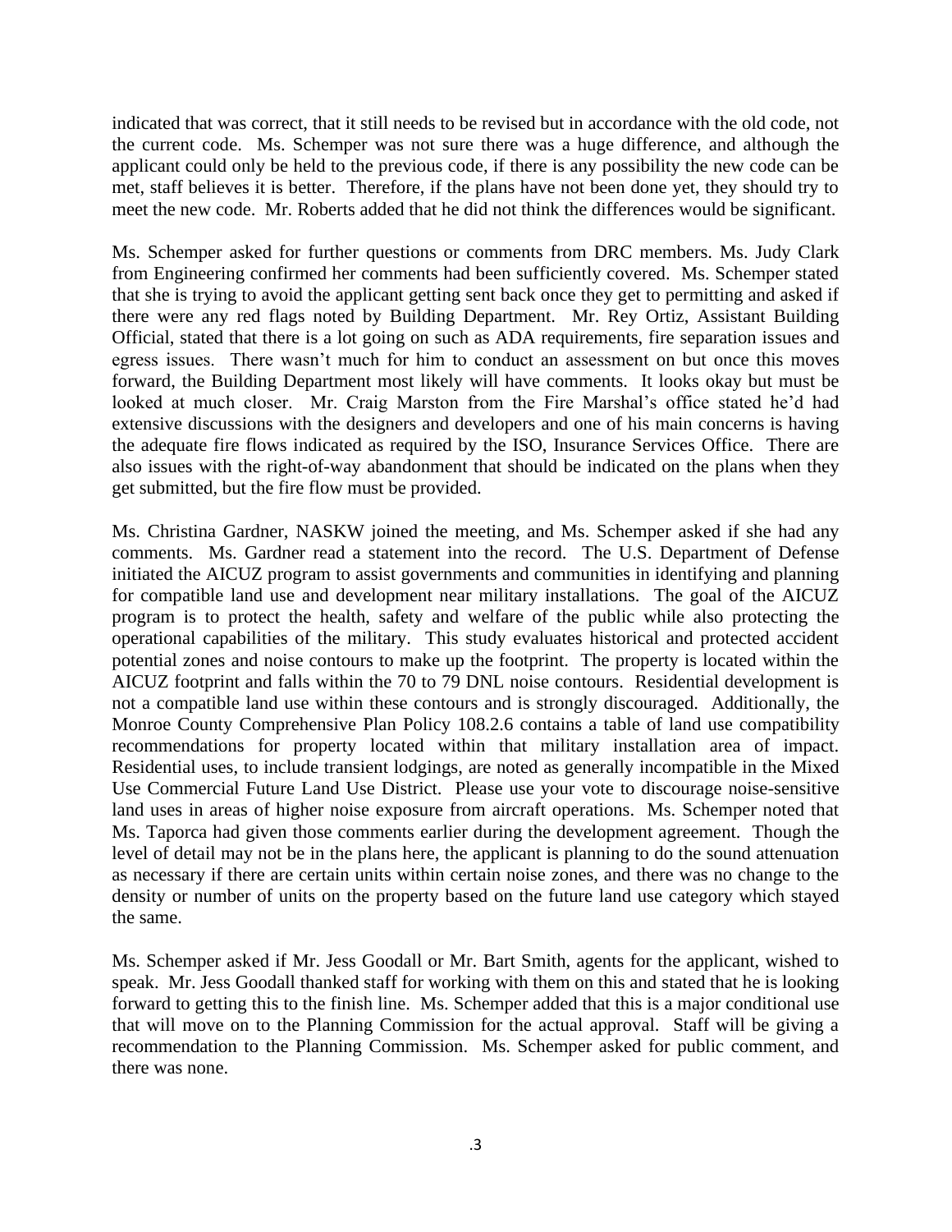indicated that was correct, that it still needs to be revised but in accordance with the old code, not the current code. Ms. Schemper was not sure there was a huge difference, and although the applicant could only be held to the previous code, if there is any possibility the new code can be met, staff believes it is better. Therefore, if the plans have not been done yet, they should try to meet the new code. Mr. Roberts added that he did not think the differences would be significant.

Ms. Schemper asked for further questions or comments from DRC members. Ms. Judy Clark from Engineering confirmed her comments had been sufficiently covered. Ms. Schemper stated that she is trying to avoid the applicant getting sent back once they get to permitting and asked if there were any red flags noted by Building Department. Mr. Rey Ortiz, Assistant Building Official, stated that there is a lot going on such as ADA requirements, fire separation issues and egress issues. There wasn't much for him to conduct an assessment on but once this moves forward, the Building Department most likely will have comments. It looks okay but must be looked at much closer. Mr. Craig Marston from the Fire Marshal's office stated he'd had extensive discussions with the designers and developers and one of his main concerns is having the adequate fire flows indicated as required by the ISO, Insurance Services Office. There are also issues with the right-of-way abandonment that should be indicated on the plans when they get submitted, but the fire flow must be provided.

Ms. Christina Gardner, NASKW joined the meeting, and Ms. Schemper asked if she had any comments. Ms. Gardner read a statement into the record. The U.S. Department of Defense initiated the AICUZ program to assist governments and communities in identifying and planning for compatible land use and development near military installations. The goal of the AICUZ program is to protect the health, safety and welfare of the public while also protecting the operational capabilities of the military. This study evaluates historical and protected accident potential zones and noise contours to make up the footprint. The property is located within the AICUZ footprint and falls within the 70 to 79 DNL noise contours. Residential development is not a compatible land use within these contours and is strongly discouraged. Additionally, the Monroe County Comprehensive Plan Policy 108.2.6 contains a table of land use compatibility recommendations for property located within that military installation area of impact. Residential uses, to include transient lodgings, are noted as generally incompatible in the Mixed Use Commercial Future Land Use District. Please use your vote to discourage noise-sensitive land uses in areas of higher noise exposure from aircraft operations. Ms. Schemper noted that Ms. Taporca had given those comments earlier during the development agreement. Though the level of detail may not be in the plans here, the applicant is planning to do the sound attenuation as necessary if there are certain units within certain noise zones, and there was no change to the density or number of units on the property based on the future land use category which stayed the same.

Ms. Schemper asked if Mr. Jess Goodall or Mr. Bart Smith, agents for the applicant, wished to speak. Mr. Jess Goodall thanked staff for working with them on this and stated that he is looking forward to getting this to the finish line. Ms. Schemper added that this is a major conditional use that will move on to the Planning Commission for the actual approval. Staff will be giving a recommendation to the Planning Commission. Ms. Schemper asked for public comment, and there was none.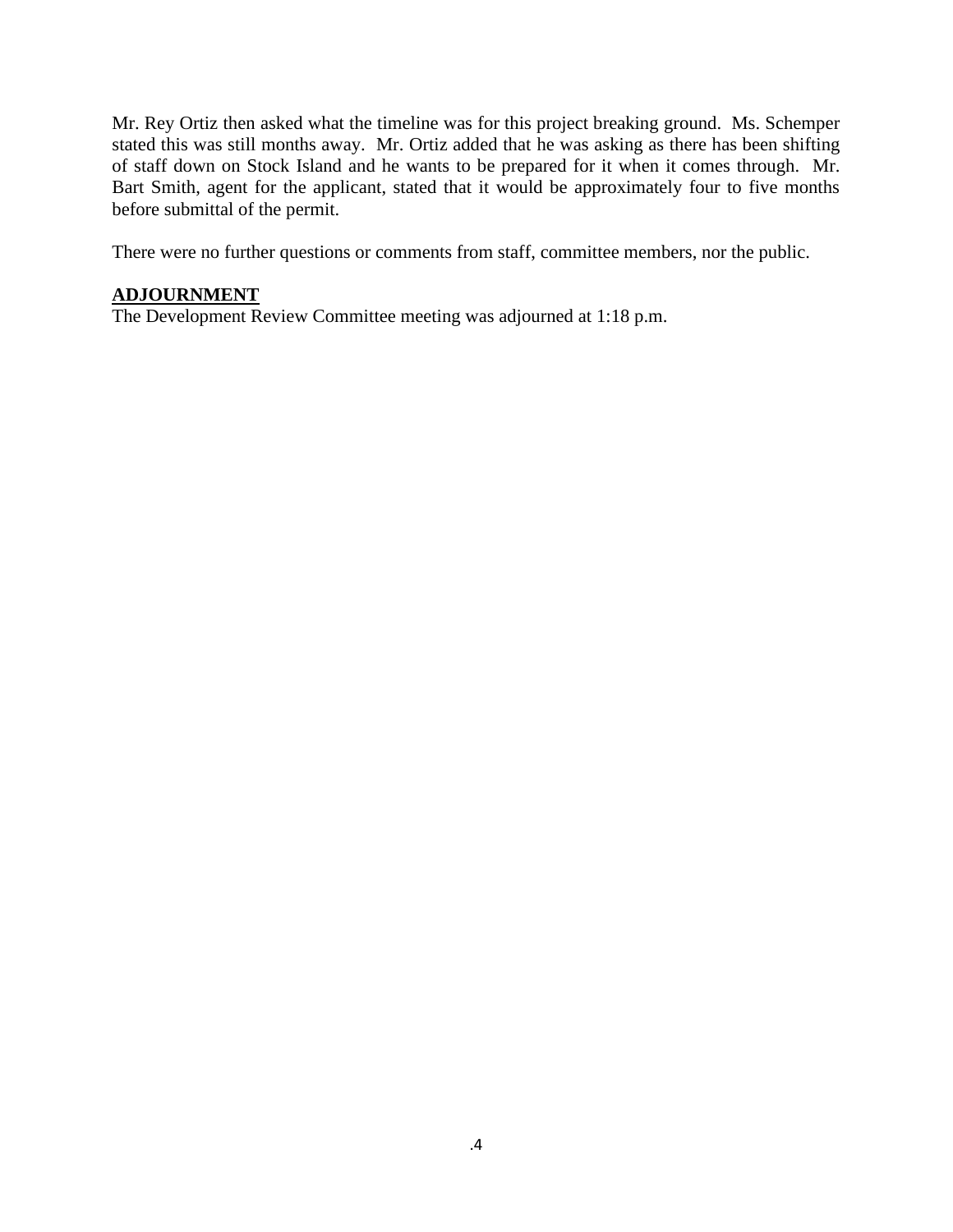Mr. Rey Ortiz then asked what the timeline was for this project breaking ground. Ms. Schemper stated this was still months away. Mr. Ortiz added that he was asking as there has been shifting of staff down on Stock Island and he wants to be prepared for it when it comes through. Mr. Bart Smith, agent for the applicant, stated that it would be approximately four to five months before submittal of the permit.

There were no further questions or comments from staff, committee members, nor the public.

**ADJOURNMENT**

The Development Review Committee meeting was adjourned at 1:18 p.m.